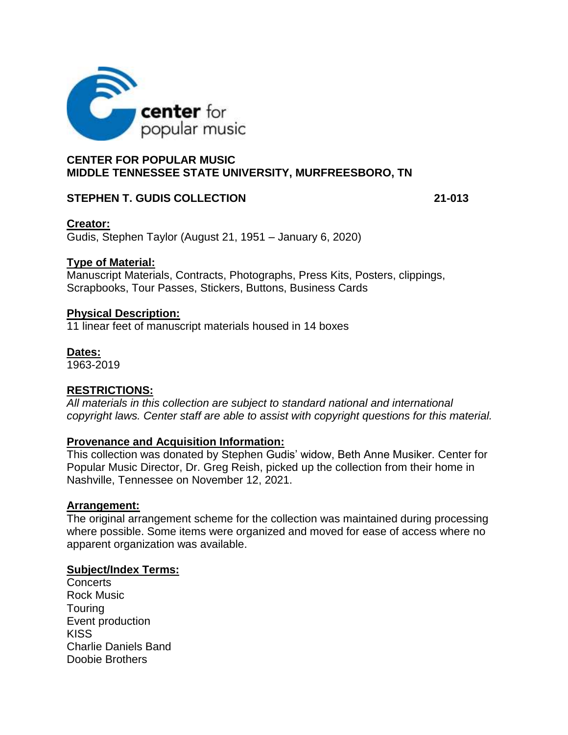center for popular music

**CENTER FOR POPULAR MUSIC**
**MIDDLE TENNESSEE STATE UNIVERSITY, MURFREESBORO, TN**

# STEPHEN T. GUDIS COLLECTION 21-013

## Creator:

Gudis, Stephen Taylor (August 21, 1951 – January 6, 2020)

## Type of Material:

Manuscript Materials, Contracts, Photographs, Press Kits, Posters, clippings, Scrapbooks, Tour Passes, Stickers, Buttons, Business Cards

## Physical Description:

11 linear feet of manuscript materials housed in 14 boxes

## Dates:

1963-2019

## RESTRICTIONS:

*All materials in this collection are subject to standard national and international copyright laws. Center staff are able to assist with copyright questions for this material.*

## Provenance and Acquisition Information:

This collection was donated by Stephen Gudis' widow, Beth Anne Musiker. Center for Popular Music Director, Dr. Greg Reish, picked up the collection from their home in Nashville, Tennessee on November 12, 2021.

## Arrangement:

The original arrangement scheme for the collection was maintained during processing where possible. Some items were organized and moved for ease of access where no apparent organization was available.

## Subject/Index Terms:

Concerts
Rock Music
Touring
Event production
KISS
Charlie Daniels Band
Doobie Brothers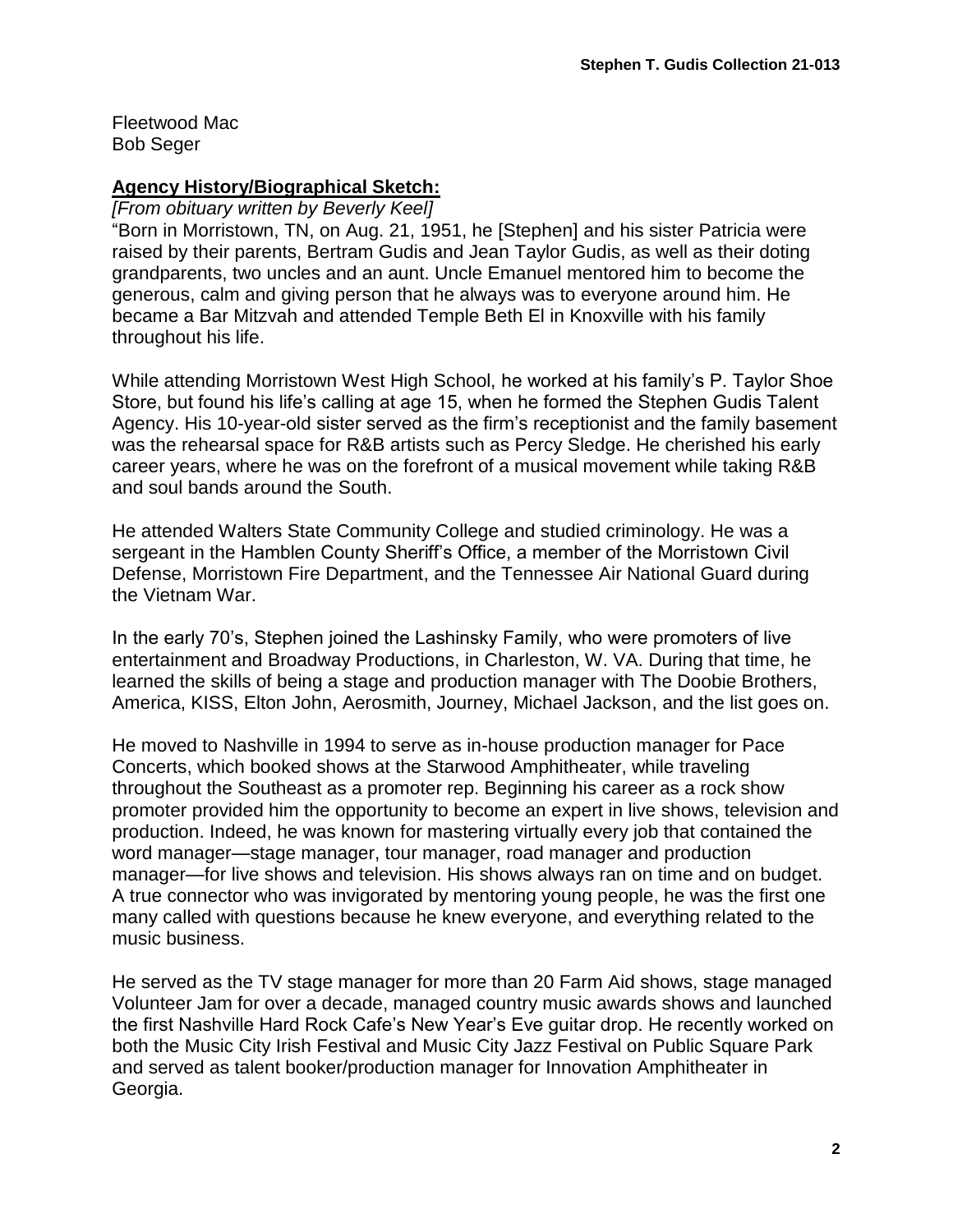Fleetwood Mac
Bob Seger

**Agency History/Biographical Sketch:**

*[From obituary written by Beverly Keel]*

"Born in Morristown, TN, on Aug. 21, 1951, he [Stephen] and his sister Patricia were raised by their parents, Bertram Gudis and Jean Taylor Gudis, as well as their doting grandparents, two uncles and an aunt. Uncle Emanuel mentored him to become the generous, calm and giving person that he always was to everyone around him. He became a Bar Mitzvah and attended Temple Beth El in Knoxville with his family throughout his life.

While attending Morristown West High School, he worked at his family's P. Taylor Shoe Store, but found his life's calling at age 15, when he formed the Stephen Gudis Talent Agency. His 10-year-old sister served as the firm's receptionist and the family basement was the rehearsal space for R&B artists such as Percy Sledge. He cherished his early career years, where he was on the forefront of a musical movement while taking R&B and soul bands around the South.

He attended Walters State Community College and studied criminology. He was a sergeant in the Hamblen County Sheriff's Office, a member of the Morristown Civil Defense, Morristown Fire Department, and the Tennessee Air National Guard during the Vietnam War.

In the early 70's, Stephen joined the Lashinsky Family, who were promoters of live entertainment and Broadway Productions, in Charleston, W. VA. During that time, he learned the skills of being a stage and production manager with The Doobie Brothers, America, KISS, Elton John, Aerosmith, Journey, Michael Jackson, and the list goes on.

He moved to Nashville in 1994 to serve as in-house production manager for Pace Concerts, which booked shows at the Starwood Amphitheater, while traveling throughout the Southeast as a promoter rep. Beginning his career as a rock show promoter provided him the opportunity to become an expert in live shows, television and production. Indeed, he was known for mastering virtually every job that contained the word manager—stage manager, tour manager, road manager and production manager—for live shows and television. His shows always ran on time and on budget. A true connector who was invigorated by mentoring young people, he was the first one many called with questions because he knew everyone, and everything related to the music business.

He served as the TV stage manager for more than 20 Farm Aid shows, stage managed Volunteer Jam for over a decade, managed country music awards shows and launched the first Nashville Hard Rock Cafe's New Year's Eve guitar drop. He recently worked on both the Music City Irish Festival and Music City Jazz Festival on Public Square Park and served as talent booker/production manager for Innovation Amphitheater in Georgia.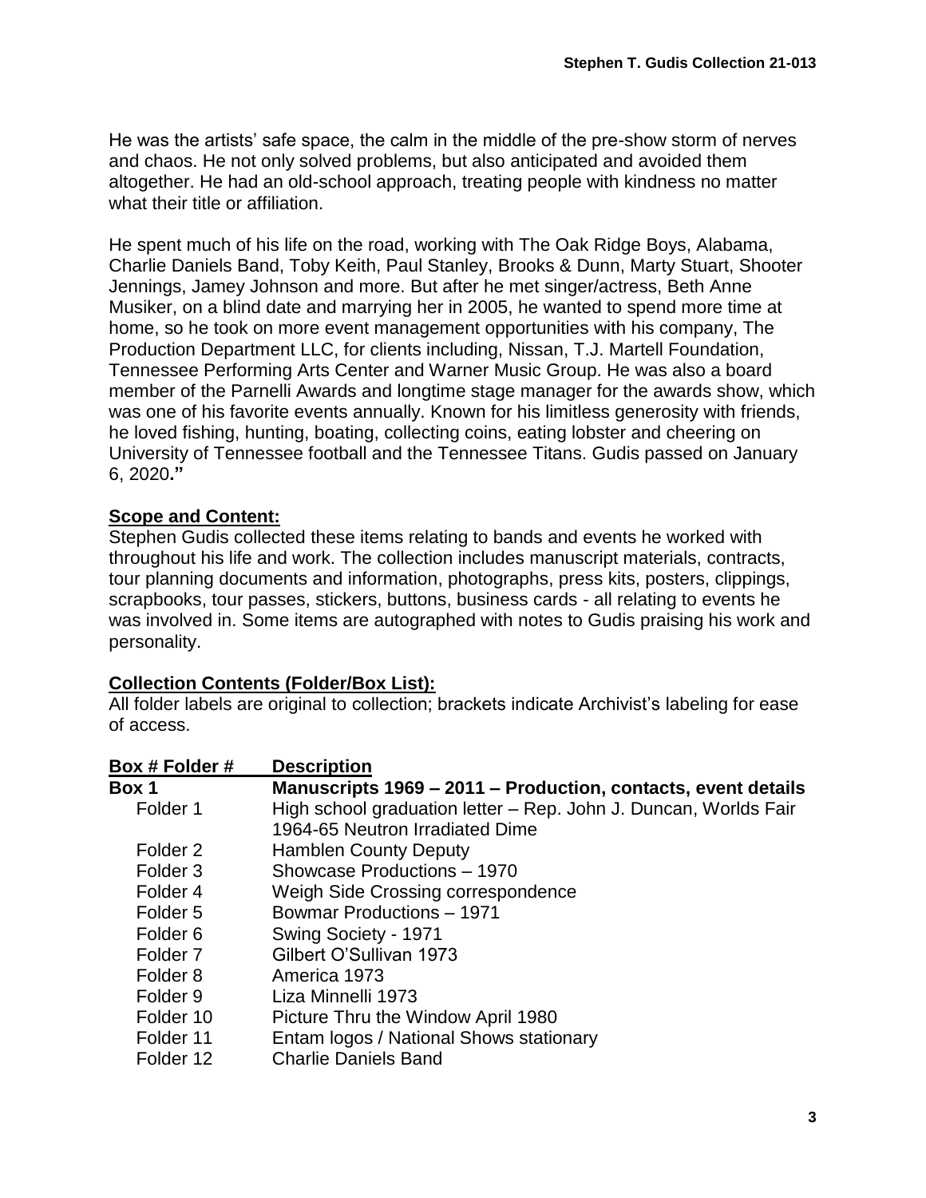He was the artists' safe space, the calm in the middle of the pre-show storm of nerves and chaos. He not only solved problems, but also anticipated and avoided them altogether. He had an old-school approach, treating people with kindness no matter what their title or affiliation.

He spent much of his life on the road, working with The Oak Ridge Boys, Alabama, Charlie Daniels Band, Toby Keith, Paul Stanley, Brooks & Dunn, Marty Stuart, Shooter Jennings, Jamey Johnson and more. But after he met singer/actress, Beth Anne Musiker, on a blind date and marrying her in 2005, he wanted to spend more time at home, so he took on more event management opportunities with his company, The Production Department LLC, for clients including, Nissan, T.J. Martell Foundation, Tennessee Performing Arts Center and Warner Music Group. He was also a board member of the Parnelli Awards and longtime stage manager for the awards show, which was one of his favorite events annually. Known for his limitless generosity with friends, he loved fishing, hunting, boating, collecting coins, eating lobster and cheering on University of Tennessee football and the Tennessee Titans. Gudis passed on January 6, 2020**."**

## Scope and Content:

Stephen Gudis collected these items relating to bands and events he worked with throughout his life and work. The collection includes manuscript materials, contracts, tour planning documents and information, photographs, press kits, posters, clippings, scrapbooks, tour passes, stickers, buttons, business cards - all relating to events he was involved in. Some items are autographed with notes to Gudis praising his work and personality.

## Collection Contents (Folder/Box List):

All folder labels are original to collection; brackets indicate Archivist's labeling for ease of access.

| Box # Folder # | Description |
|---|---|
| **Box 1** | **Manuscripts 1969 – 2011 – Production, contacts, event details** |
| Folder 1 | High school graduation letter – Rep. John J. Duncan, Worlds Fair 1964-65 Neutron Irradiated Dime |
| Folder 2 | Hamblen County Deputy |
| Folder 3 | Showcase Productions – 1970 |
| Folder 4 | Weigh Side Crossing correspondence |
| Folder 5 | Bowmar Productions – 1971 |
| Folder 6 | Swing Society - 1971 |
| Folder 7 | Gilbert O'Sullivan 1973 |
| Folder 8 | America 1973 |
| Folder 9 | Liza Minnelli 1973 |
| Folder 10 | Picture Thru the Window April 1980 |
| Folder 11 | Entam logos / National Shows stationary |
| Folder 12 | Charlie Daniels Band |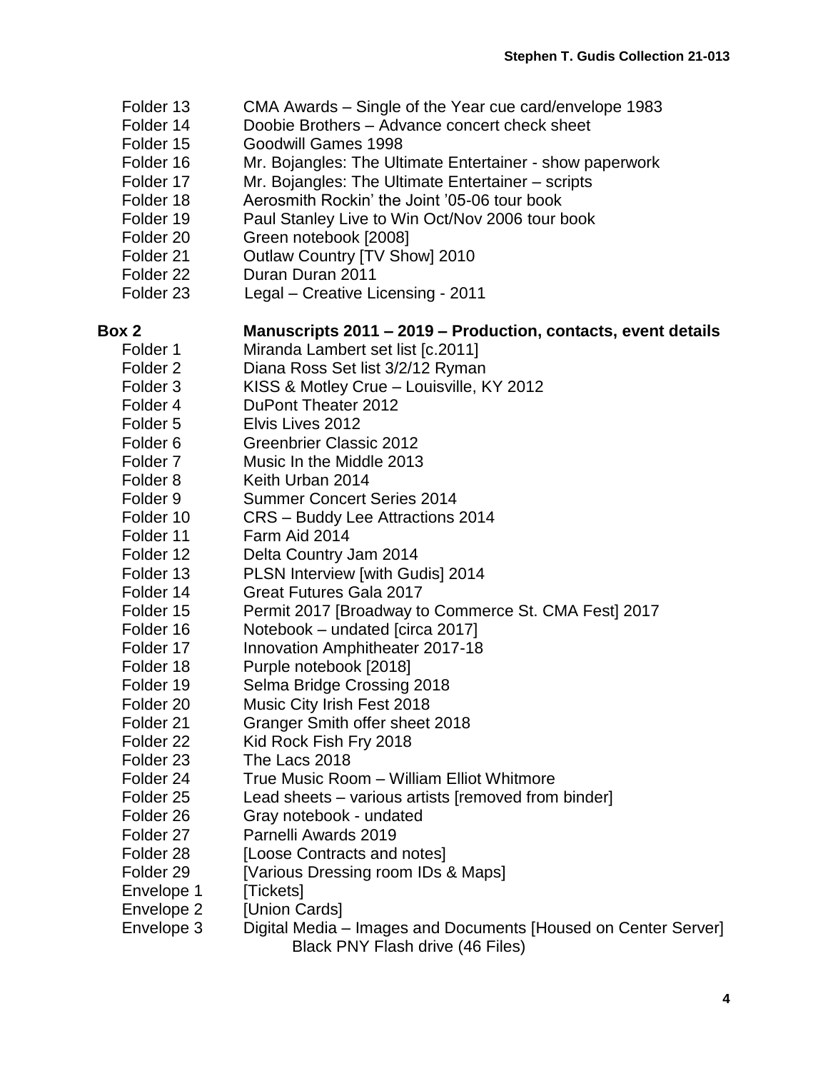| | |
|---|---|
| Folder 13 | CMA Awards – Single of the Year cue card/envelope 1983 |
| Folder 14 | Doobie Brothers – Advance concert check sheet |
| Folder 15 | Goodwill Games 1998 |
| Folder 16 | Mr. Bojangles: The Ultimate Entertainer - show paperwork |
| Folder 17 | Mr. Bojangles: The Ultimate Entertainer – scripts |
| Folder 18 | Aerosmith Rockin' the Joint '05-06 tour book |
| Folder 19 | Paul Stanley Live to Win Oct/Nov 2006 tour book |
| Folder 20 | Green notebook [2008] |
| Folder 21 | Outlaw Country [TV Show] 2010 |
| Folder 22 | Duran Duran 2011 |
| Folder 23 | Legal – Creative Licensing - 2011 |

**Box 2** **Manuscripts 2011 – 2019 – Production, contacts, event details**

| | |
|---|---|
| Folder 1 | Miranda Lambert set list [c.2011] |
| Folder 2 | Diana Ross Set list 3/2/12 Ryman |
| Folder 3 | KISS & Motley Crue – Louisville, KY 2012 |
| Folder 4 | DuPont Theater 2012 |
| Folder 5 | Elvis Lives 2012 |
| Folder 6 | Greenbrier Classic 2012 |
| Folder 7 | Music In the Middle 2013 |
| Folder 8 | Keith Urban 2014 |
| Folder 9 | Summer Concert Series 2014 |
| Folder 10 | CRS – Buddy Lee Attractions 2014 |
| Folder 11 | Farm Aid 2014 |
| Folder 12 | Delta Country Jam 2014 |
| Folder 13 | PLSN Interview [with Gudis] 2014 |
| Folder 14 | Great Futures Gala 2017 |
| Folder 15 | Permit 2017 [Broadway to Commerce St. CMA Fest] 2017 |
| Folder 16 | Notebook – undated [circa 2017] |
| Folder 17 | Innovation Amphitheater 2017-18 |
| Folder 18 | Purple notebook [2018] |
| Folder 19 | Selma Bridge Crossing 2018 |
| Folder 20 | Music City Irish Fest 2018 |
| Folder 21 | Granger Smith offer sheet 2018 |
| Folder 22 | Kid Rock Fish Fry 2018 |
| Folder 23 | The Lacs 2018 |
| Folder 24 | True Music Room – William Elliot Whitmore |
| Folder 25 | Lead sheets – various artists [removed from binder] |
| Folder 26 | Gray notebook - undated |
| Folder 27 | Parnelli Awards 2019 |
| Folder 28 | [Loose Contracts and notes] |
| Folder 29 | [Various Dressing room IDs & Maps] |
| Envelope 1 | [Tickets] |
| Envelope 2 | [Union Cards] |
| Envelope 3 | Digital Media – Images and Documents [Housed on Center Server] Black PNY Flash drive (46 Files) |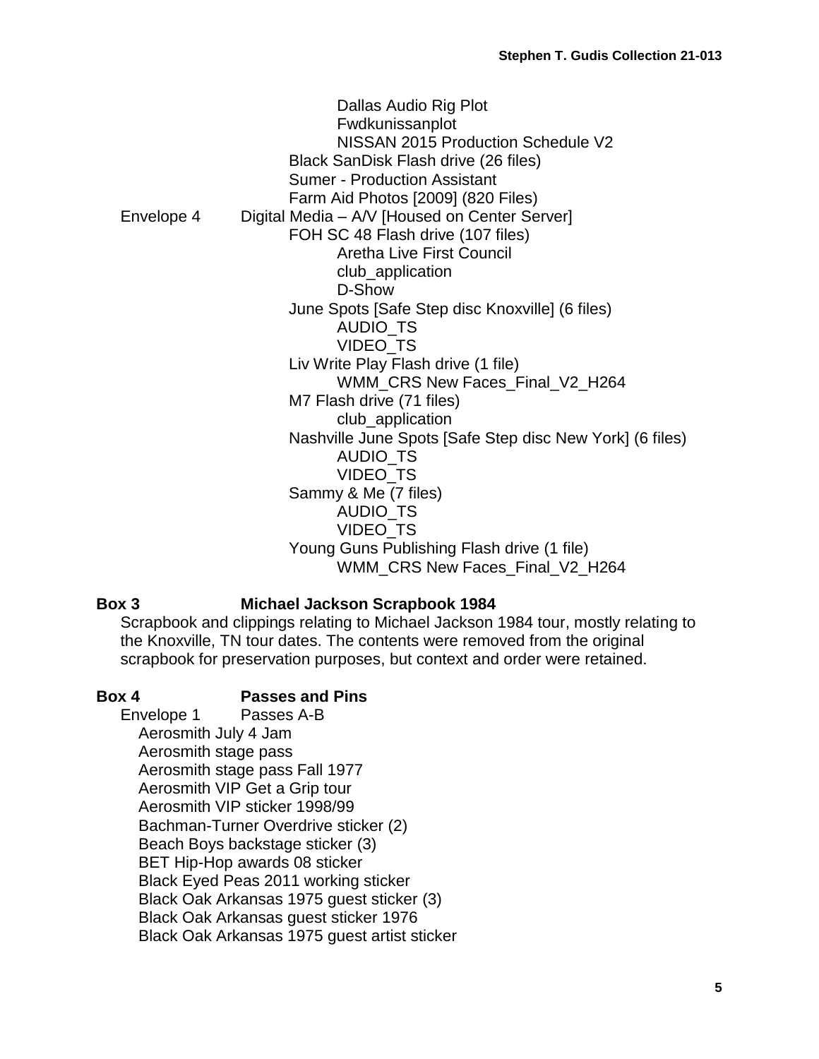Dallas Audio Rig Plot
Fwdkunissanplot
NISSAN 2015 Production Schedule V2
Black SanDisk Flash drive (26 files)
Sumer - Production Assistant
Farm Aid Photos [2009] (820 Files)

Envelope 4 Digital Media – A/V [Housed on Center Server]
FOH SC 48 Flash drive (107 files)
Aretha Live First Council
club_application
D-Show
June Spots [Safe Step disc Knoxville] (6 files)
AUDIO_TS
VIDEO_TS
Liv Write Play Flash drive (1 file)
WMM_CRS New Faces_Final_V2_H264
M7 Flash drive (71 files)
club_application
Nashville June Spots [Safe Step disc New York] (6 files)
AUDIO_TS
VIDEO_TS
Sammy & Me (7 files)
AUDIO_TS
VIDEO_TS
Young Guns Publishing Flash drive (1 file)
WMM_CRS New Faces_Final_V2_H264

**Box 3 Michael Jackson Scrapbook 1984**

Scrapbook and clippings relating to Michael Jackson 1984 tour, mostly relating to the Knoxville, TN tour dates. The contents were removed from the original scrapbook for preservation purposes, but context and order were retained.

**Box 4 Passes and Pins**

Envelope 1 Passes A-B
Aerosmith July 4 Jam
Aerosmith stage pass
Aerosmith stage pass Fall 1977
Aerosmith VIP Get a Grip tour
Aerosmith VIP sticker 1998/99
Bachman-Turner Overdrive sticker (2)
Beach Boys backstage sticker (3)
BET Hip-Hop awards 08 sticker
Black Eyed Peas 2011 working sticker
Black Oak Arkansas 1975 guest sticker (3)
Black Oak Arkansas guest sticker 1976
Black Oak Arkansas 1975 guest artist sticker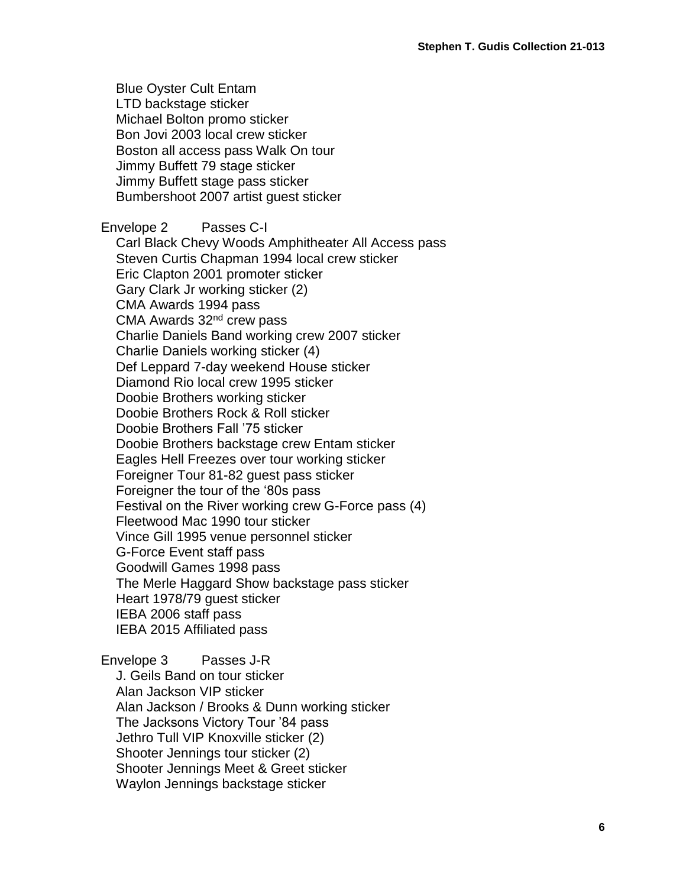Blue Oyster Cult Entam
LTD backstage sticker
Michael Bolton promo sticker
Bon Jovi 2003 local crew sticker
Boston all access pass Walk On tour
Jimmy Buffett 79 stage sticker
Jimmy Buffett stage pass sticker
Bumbershoot 2007 artist guest sticker

Envelope 2 Passes C-I

Carl Black Chevy Woods Amphitheater All Access pass
Steven Curtis Chapman 1994 local crew sticker
Eric Clapton 2001 promoter sticker
Gary Clark Jr working sticker (2)
CMA Awards 1994 pass
CMA Awards 32nd crew pass
Charlie Daniels Band working crew 2007 sticker
Charlie Daniels working sticker (4)
Def Leppard 7-day weekend House sticker
Diamond Rio local crew 1995 sticker
Doobie Brothers working sticker
Doobie Brothers Rock & Roll sticker
Doobie Brothers Fall '75 sticker
Doobie Brothers backstage crew Entam sticker
Eagles Hell Freezes over tour working sticker
Foreigner Tour 81-82 guest pass sticker
Foreigner the tour of the '80s pass
Festival on the River working crew G-Force pass (4)
Fleetwood Mac 1990 tour sticker
Vince Gill 1995 venue personnel sticker
G-Force Event staff pass
Goodwill Games 1998 pass
The Merle Haggard Show backstage pass sticker
Heart 1978/79 guest sticker
IEBA 2006 staff pass
IEBA 2015 Affiliated pass

Envelope 3 Passes J-R

J. Geils Band on tour sticker
Alan Jackson VIP sticker
Alan Jackson / Brooks & Dunn working sticker
The Jacksons Victory Tour '84 pass
Jethro Tull VIP Knoxville sticker (2)
Shooter Jennings tour sticker (2)
Shooter Jennings Meet & Greet sticker
Waylon Jennings backstage sticker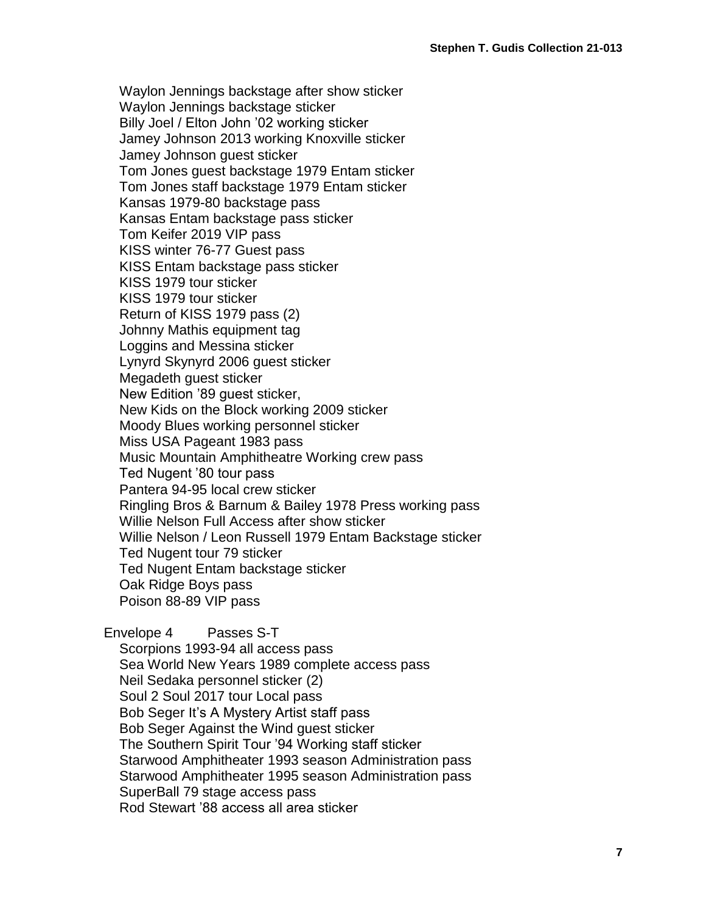Waylon Jennings backstage after show sticker
Waylon Jennings backstage sticker
Billy Joel / Elton John ’02 working sticker
Jamey Johnson 2013 working Knoxville sticker
Jamey Johnson guest sticker
Tom Jones guest backstage 1979 Entam sticker
Tom Jones staff backstage 1979 Entam sticker
Kansas 1979-80 backstage pass
Kansas Entam backstage pass sticker
Tom Keifer 2019 VIP pass
KISS winter 76-77 Guest pass
KISS Entam backstage pass sticker
KISS 1979 tour sticker
KISS 1979 tour sticker
Return of KISS 1979 pass (2)
Johnny Mathis equipment tag
Loggins and Messina sticker
Lynyrd Skynyrd 2006 guest sticker
Megadeth guest sticker
New Edition ’89 guest sticker,
New Kids on the Block working 2009 sticker
Moody Blues working personnel sticker
Miss USA Pageant 1983 pass
Music Mountain Amphitheatre Working crew pass
Ted Nugent ’80 tour pass
Pantera 94-95 local crew sticker
Ringling Bros & Barnum & Bailey 1978 Press working pass
Willie Nelson Full Access after show sticker
Willie Nelson / Leon Russell 1979 Entam Backstage sticker
Ted Nugent tour 79 sticker
Ted Nugent Entam backstage sticker
Oak Ridge Boys pass
Poison 88-89 VIP pass

Envelope 4 Passes S-T

Scorpions 1993-94 all access pass
Sea World New Years 1989 complete access pass
Neil Sedaka personnel sticker (2)
Soul 2 Soul 2017 tour Local pass
Bob Seger It’s A Mystery Artist staff pass
Bob Seger Against the Wind guest sticker
The Southern Spirit Tour ’94 Working staff sticker
Starwood Amphitheater 1993 season Administration pass
Starwood Amphitheater 1995 season Administration pass
SuperBall 79 stage access pass
Rod Stewart ’88 access all area sticker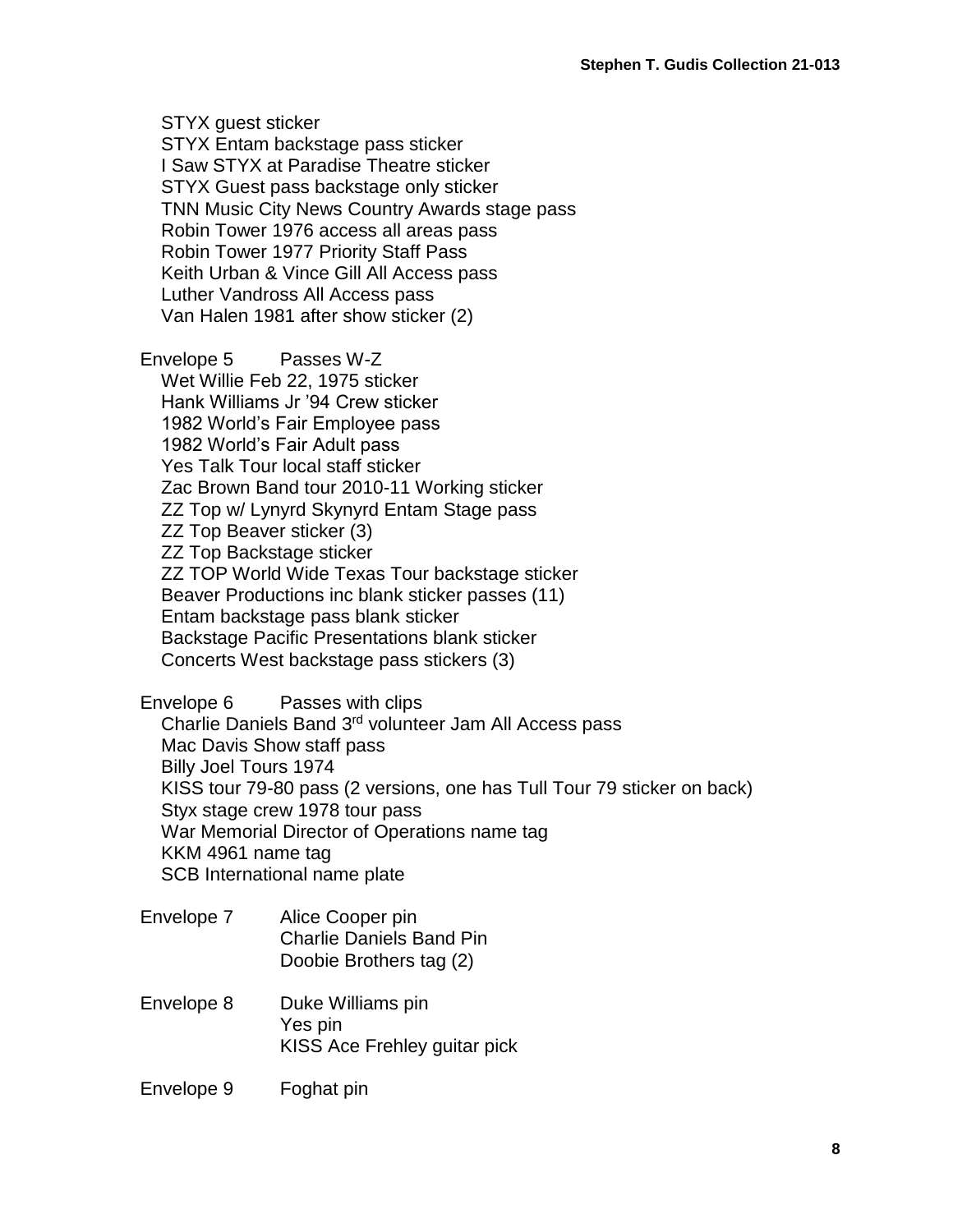STYX guest sticker
STYX Entam backstage pass sticker
I Saw STYX at Paradise Theatre sticker
STYX Guest pass backstage only sticker
TNN Music City News Country Awards stage pass
Robin Tower 1976 access all areas pass
Robin Tower 1977 Priority Staff Pass
Keith Urban & Vince Gill All Access pass
Luther Vandross All Access pass
Van Halen 1981 after show sticker (2)

Envelope 5 Passes W-Z
Wet Willie Feb 22, 1975 sticker
Hank Williams Jr '94 Crew sticker
1982 World's Fair Employee pass
1982 World's Fair Adult pass
Yes Talk Tour local staff sticker
Zac Brown Band tour 2010-11 Working sticker
ZZ Top w/ Lynyrd Skynyrd Entam Stage pass
ZZ Top Beaver sticker (3)
ZZ Top Backstage sticker
ZZ TOP World Wide Texas Tour backstage sticker
Beaver Productions inc blank sticker passes (11)
Entam backstage pass blank sticker
Backstage Pacific Presentations blank sticker
Concerts West backstage pass stickers (3)

Envelope 6 Passes with clips
Charlie Daniels Band 3rd volunteer Jam All Access pass
Mac Davis Show staff pass
Billy Joel Tours 1974
KISS tour 79-80 pass (2 versions, one has Tull Tour 79 sticker on back)
Styx stage crew 1978 tour pass
War Memorial Director of Operations name tag
KKM 4961 name tag
SCB International name plate

Envelope 7 Alice Cooper pin
Charlie Daniels Band Pin
Doobie Brothers tag (2)

Envelope 8 Duke Williams pin
Yes pin
KISS Ace Frehley guitar pick

Envelope 9 Foghat pin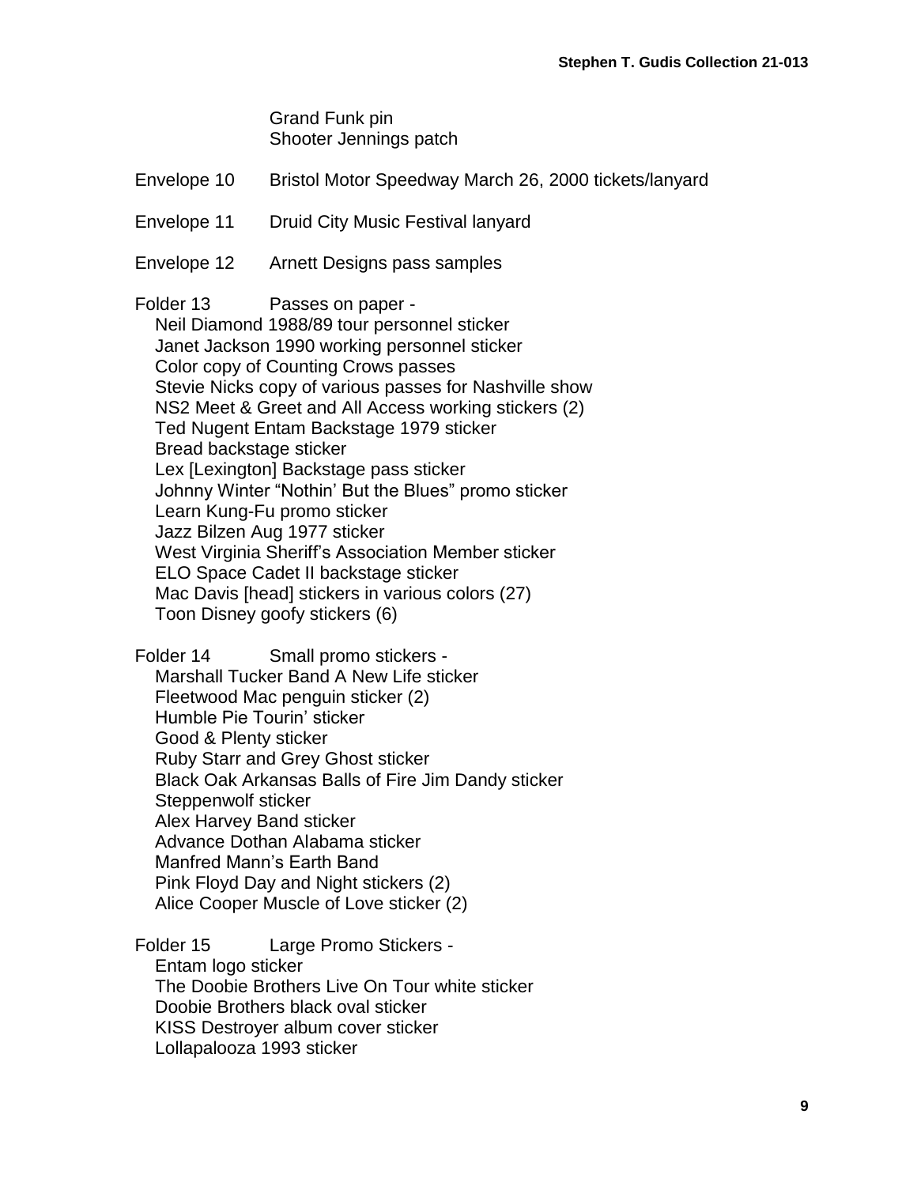Grand Funk pin
Shooter Jennings patch

Envelope 10 Bristol Motor Speedway March 26, 2000 tickets/lanyard

Envelope 11 Druid City Music Festival lanyard

Envelope 12 Arnett Designs pass samples

Folder 13 Passes on paper -
- Neil Diamond 1988/89 tour personnel sticker
- Janet Jackson 1990 working personnel sticker
- Color copy of Counting Crows passes
- Stevie Nicks copy of various passes for Nashville show
- NS2 Meet & Greet and All Access working stickers (2)
- Ted Nugent Entam Backstage 1979 sticker
- Bread backstage sticker
- Lex [Lexington] Backstage pass sticker
- Johnny Winter "Nothin' But the Blues" promo sticker
- Learn Kung-Fu promo sticker
- Jazz Bilzen Aug 1977 sticker
- West Virginia Sheriff's Association Member sticker
- ELO Space Cadet II backstage sticker
- Mac Davis [head] stickers in various colors (27)
- Toon Disney goofy stickers (6)

Folder 14 Small promo stickers -
- Marshall Tucker Band A New Life sticker
- Fleetwood Mac penguin sticker (2)
- Humble Pie Tourin' sticker
- Good & Plenty sticker
- Ruby Starr and Grey Ghost sticker
- Black Oak Arkansas Balls of Fire Jim Dandy sticker
- Steppenwolf sticker
- Alex Harvey Band sticker
- Advance Dothan Alabama sticker
- Manfred Mann's Earth Band
- Pink Floyd Day and Night stickers (2)
- Alice Cooper Muscle of Love sticker (2)

Folder 15 Large Promo Stickers -
- Entam logo sticker
- The Doobie Brothers Live On Tour white sticker
- Doobie Brothers black oval sticker
- KISS Destroyer album cover sticker
- Lollapalooza 1993 sticker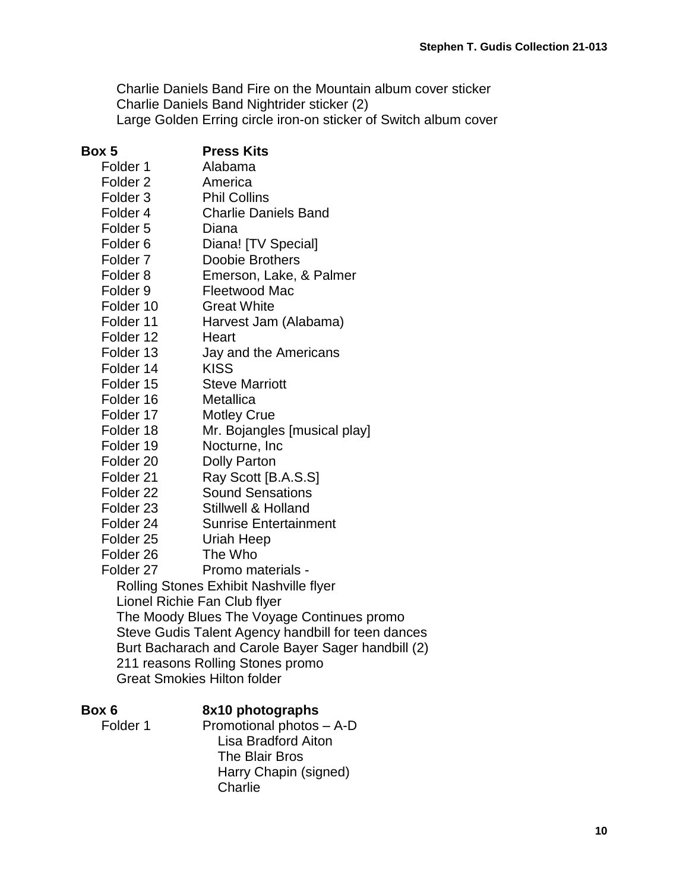Charlie Daniels Band Fire on the Mountain album cover sticker
Charlie Daniels Band Nightrider sticker (2)
Large Golden Erring circle iron-on sticker of Switch album cover

**Box 5 Press Kits**

- Folder 1 Alabama
- Folder 2 America
- Folder 3 Phil Collins
- Folder 4 Charlie Daniels Band
- Folder 5 Diana
- Folder 6 Diana! [TV Special]
- Folder 7 Doobie Brothers
- Folder 8 Emerson, Lake, & Palmer
- Folder 9 Fleetwood Mac
- Folder 10 Great White
- Folder 11 Harvest Jam (Alabama)
- Folder 12 Heart
- Folder 13 Jay and the Americans
- Folder 14 KISS
- Folder 15 Steve Marriott
- Folder 16 Metallica
- Folder 17 Motley Crue
- Folder 18 Mr. Bojangles [musical play]
- Folder 19 Nocturne, Inc
- Folder 20 Dolly Parton
- Folder 21 Ray Scott [B.A.S.S]
- Folder 22 Sound Sensations
- Folder 23 Stillwell & Holland
- Folder 24 Sunrise Entertainment
- Folder 25 Uriah Heep
- Folder 26 The Who
- Folder 27 Promo materials -
  - Rolling Stones Exhibit Nashville flyer
  - Lionel Richie Fan Club flyer
  - The Moody Blues The Voyage Continues promo
  - Steve Gudis Talent Agency handbill for teen dances
  - Burt Bacharach and Carole Bayer Sager handbill (2)
  - 211 reasons Rolling Stones promo
  - Great Smokies Hilton folder

**Box 6 8x10 photographs**

- Folder 1 Promotional photos – A-D
  - Lisa Bradford Aiton
  - The Blair Bros
  - Harry Chapin (signed)
  - Charlie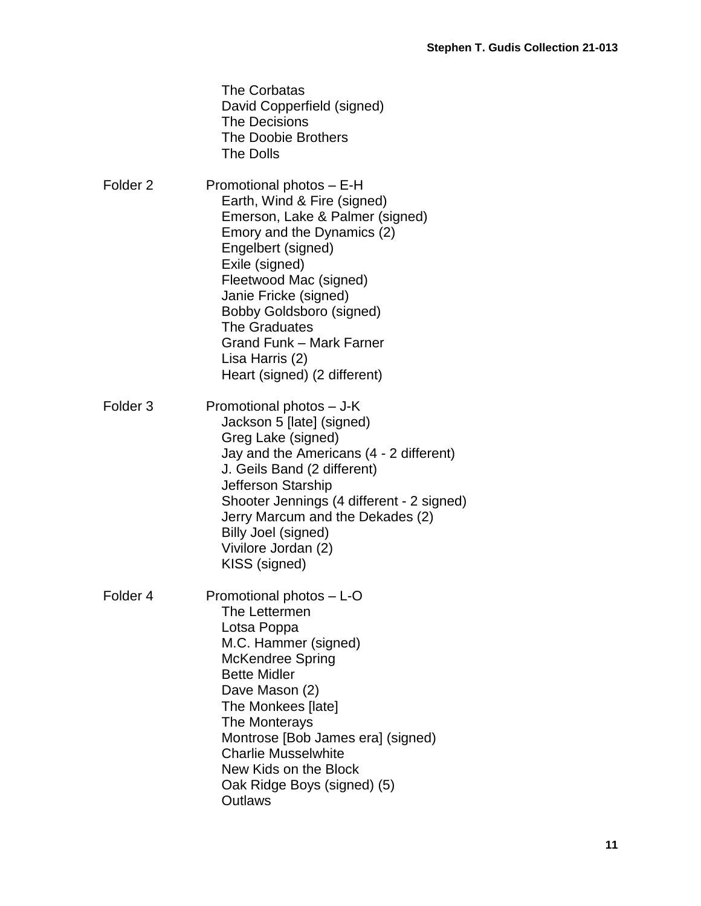The Corbatas
David Copperfield (signed)
The Decisions
The Doobie Brothers
The Dolls

Folder 2 Promotional photos – E-H
- Earth, Wind & Fire (signed)
- Emerson, Lake & Palmer (signed)
- Emory and the Dynamics (2)
- Engelbert (signed)
- Exile (signed)
- Fleetwood Mac (signed)
- Janie Fricke (signed)
- Bobby Goldsboro (signed)
- The Graduates
- Grand Funk – Mark Farner
- Lisa Harris (2)
- Heart (signed) (2 different)

Folder 3 Promotional photos – J-K
- Jackson 5 [late] (signed)
- Greg Lake (signed)
- Jay and the Americans (4 - 2 different)
- J. Geils Band (2 different)
- Jefferson Starship
- Shooter Jennings (4 different - 2 signed)
- Jerry Marcum and the Dekades (2)
- Billy Joel (signed)
- Vivilore Jordan (2)
- KISS (signed)

Folder 4 Promotional photos – L-O
- The Lettermen
- Lotsa Poppa
- M.C. Hammer (signed)
- McKendree Spring
- Bette Midler
- Dave Mason (2)
- The Monkees [late]
- The Monterays
- Montrose [Bob James era] (signed)
- Charlie Musselwhite
- New Kids on the Block
- Oak Ridge Boys (signed) (5)
- Outlaws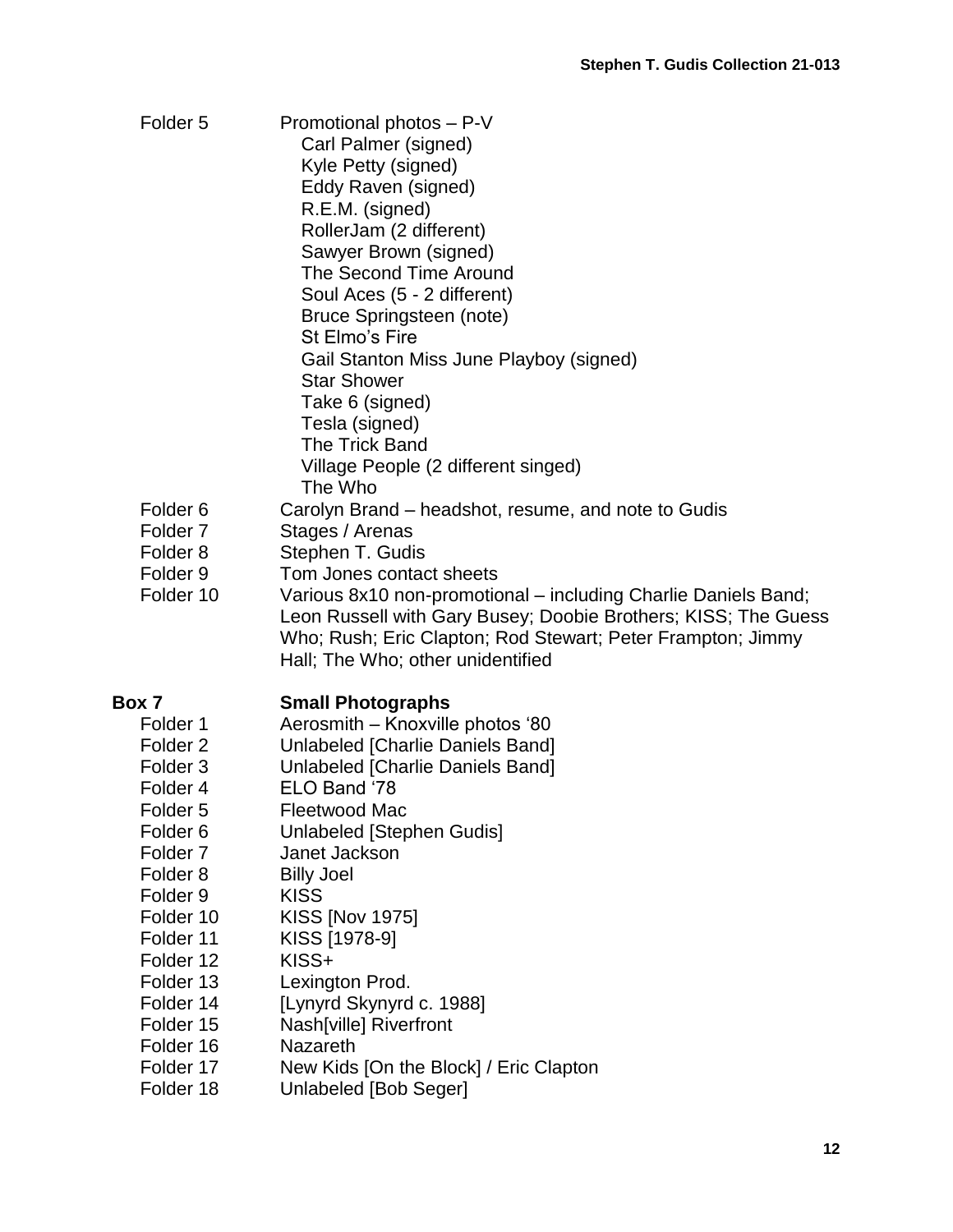Folder 5 Promotional photos – P-V

- Carl Palmer (signed)
- Kyle Petty (signed)
- Eddy Raven (signed)
- R.E.M. (signed)
- RollerJam (2 different)
- Sawyer Brown (signed)
- The Second Time Around
- Soul Aces (5 - 2 different)
- Bruce Springsteen (note)
- St Elmo's Fire
- Gail Stanton Miss June Playboy (signed)
- Star Shower
- Take 6 (signed)
- Tesla (signed)
- The Trick Band
- Village People (2 different singed)
- The Who

Folder 6 Carolyn Brand – headshot, resume, and note to Gudis

Folder 7 Stages / Arenas

Folder 8 Stephen T. Gudis

Folder 9 Tom Jones contact sheets

Folder 10 Various 8x10 non-promotional – including Charlie Daniels Band; Leon Russell with Gary Busey; Doobie Brothers; KISS; The Guess Who; Rush; Eric Clapton; Rod Stewart; Peter Frampton; Jimmy Hall; The Who; other unidentified

**Box 7 Small Photographs**

Folder 1 Aerosmith – Knoxville photos '80

Folder 2 Unlabeled [Charlie Daniels Band]

Folder 3 Unlabeled [Charlie Daniels Band]

Folder 4 ELO Band '78

Folder 5 Fleetwood Mac

Folder 6 Unlabeled [Stephen Gudis]

Folder 7 Janet Jackson

Folder 8 Billy Joel

Folder 9 KISS

Folder 10 KISS [Nov 1975]

Folder 11 KISS [1978-9]

Folder 12 KISS+

Folder 13 Lexington Prod.

Folder 14 [Lynyrd Skynyrd c. 1988]

Folder 15 Nash[ville] Riverfront

Folder 16 Nazareth

Folder 17 New Kids [On the Block] / Eric Clapton

Folder 18 Unlabeled [Bob Seger]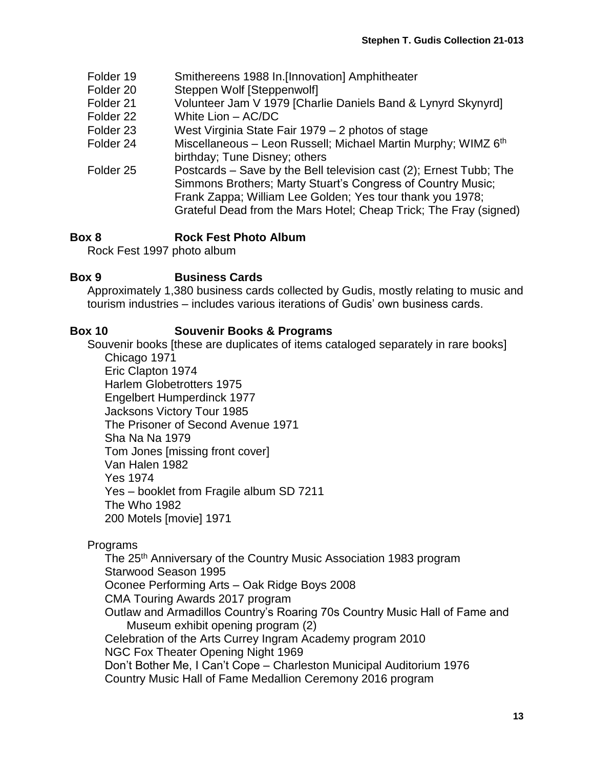| | |
|---|---|
| Folder 19 | Smithereens 1988 In.[Innovation] Amphitheater |
| Folder 20 | Steppen Wolf [Steppenwolf] |
| Folder 21 | Volunteer Jam V 1979 [Charlie Daniels Band & Lynyrd Skynyrd] |
| Folder 22 | White Lion – AC/DC |
| Folder 23 | West Virginia State Fair 1979 – 2 photos of stage |
| Folder 24 | Miscellaneous – Leon Russell; Michael Martin Murphy; WIMZ 6th birthday; Tune Disney; others |
| Folder 25 | Postcards – Save by the Bell television cast (2); Ernest Tubb; The Simmons Brothers; Marty Stuart's Congress of Country Music; Frank Zappa; William Lee Golden; Yes tour thank you 1978; Grateful Dead from the Mars Hotel; Cheap Trick; The Fray (signed) |

**Box 8 Rock Fest Photo Album**

Rock Fest 1997 photo album

**Box 9 Business Cards**

Approximately 1,380 business cards collected by Gudis, mostly relating to music and tourism industries – includes various iterations of Gudis' own business cards.

**Box 10 Souvenir Books & Programs**

Souvenir books [these are duplicates of items cataloged separately in rare books]

- Chicago 1971
- Eric Clapton 1974
- Harlem Globetrotters 1975
- Engelbert Humperdinck 1977
- Jacksons Victory Tour 1985
- The Prisoner of Second Avenue 1971
- Sha Na Na 1979
- Tom Jones [missing front cover]
- Van Halen 1982
- Yes 1974
- Yes – booklet from Fragile album SD 7211
- The Who 1982
- 200 Motels [movie] 1971

Programs

- The 25th Anniversary of the Country Music Association 1983 program
- Starwood Season 1995
- Oconee Performing Arts – Oak Ridge Boys 2008
- CMA Touring Awards 2017 program
- Outlaw and Armadillos Country's Roaring 70s Country Music Hall of Fame and Museum exhibit opening program (2)
- Celebration of the Arts Currey Ingram Academy program 2010
- NGC Fox Theater Opening Night 1969
- Don't Bother Me, I Can't Cope – Charleston Municipal Auditorium 1976
- Country Music Hall of Fame Medallion Ceremony 2016 program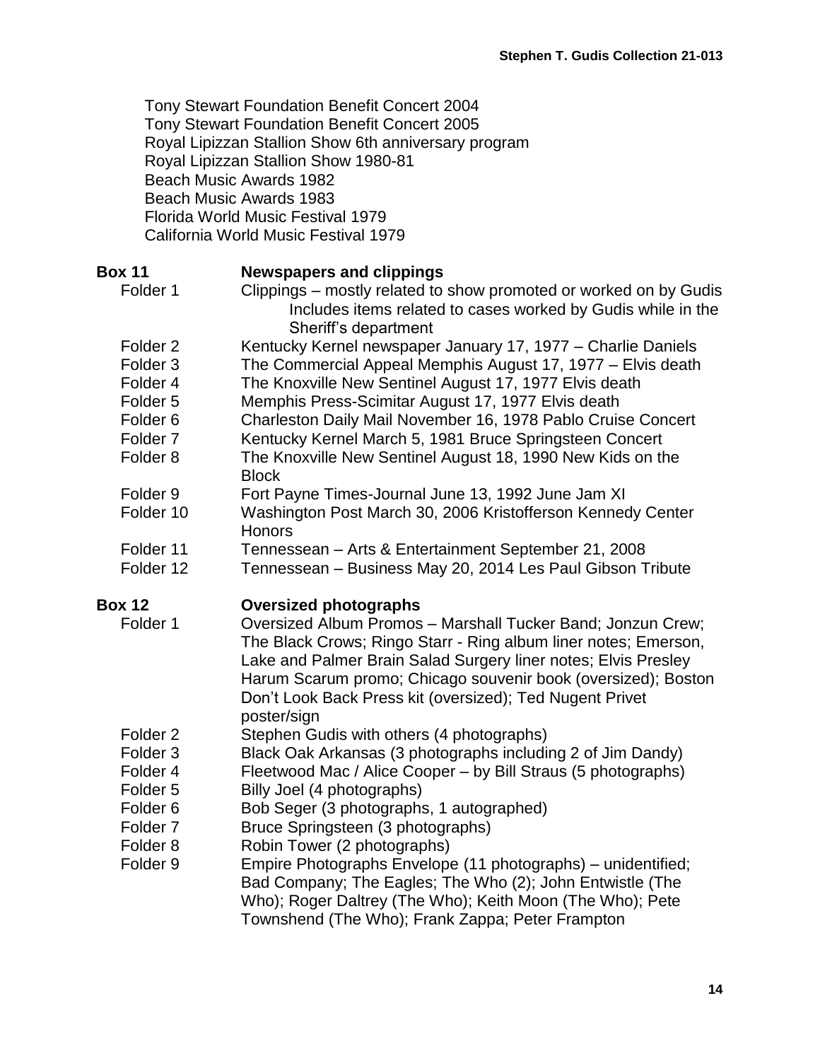Tony Stewart Foundation Benefit Concert 2004
Tony Stewart Foundation Benefit Concert 2005
Royal Lipizzan Stallion Show 6th anniversary program
Royal Lipizzan Stallion Show 1980-81
Beach Music Awards 1982
Beach Music Awards 1983
Florida World Music Festival 1979
California World Music Festival 1979

**Box 11 — Newspapers and clippings**

| | |
|---|---|
| Folder 1 | Clippings – mostly related to show promoted or worked on by Gudis Includes items related to cases worked by Gudis while in the Sheriff's department |
| Folder 2 | Kentucky Kernel newspaper January 17, 1977 – Charlie Daniels |
| Folder 3 | The Commercial Appeal Memphis August 17, 1977 – Elvis death |
| Folder 4 | The Knoxville New Sentinel August 17, 1977 Elvis death |
| Folder 5 | Memphis Press-Scimitar August 17, 1977 Elvis death |
| Folder 6 | Charleston Daily Mail November 16, 1978 Pablo Cruise Concert |
| Folder 7 | Kentucky Kernel March 5, 1981 Bruce Springsteen Concert |
| Folder 8 | The Knoxville New Sentinel August 18, 1990 New Kids on the Block |
| Folder 9 | Fort Payne Times-Journal June 13, 1992 June Jam XI |
| Folder 10 | Washington Post March 30, 2006 Kristofferson Kennedy Center Honors |
| Folder 11 | Tennessean – Arts & Entertainment September 21, 2008 |
| Folder 12 | Tennessean – Business May 20, 2014 Les Paul Gibson Tribute |

**Box 12 — Oversized photographs**

| | |
|---|---|
| Folder 1 | Oversized Album Promos – Marshall Tucker Band; Jonzun Crew; The Black Crows; Ringo Starr - Ring album liner notes; Emerson, Lake and Palmer Brain Salad Surgery liner notes; Elvis Presley Harum Scarum promo; Chicago souvenir book (oversized); Boston Don't Look Back Press kit (oversized); Ted Nugent Privet poster/sign |
| Folder 2 | Stephen Gudis with others (4 photographs) |
| Folder 3 | Black Oak Arkansas (3 photographs including 2 of Jim Dandy) |
| Folder 4 | Fleetwood Mac / Alice Cooper – by Bill Straus (5 photographs) |
| Folder 5 | Billy Joel (4 photographs) |
| Folder 6 | Bob Seger (3 photographs, 1 autographed) |
| Folder 7 | Bruce Springsteen (3 photographs) |
| Folder 8 | Robin Tower (2 photographs) |
| Folder 9 | Empire Photographs Envelope (11 photographs) – unidentified; Bad Company; The Eagles; The Who (2); John Entwistle (The Who); Roger Daltrey (The Who); Keith Moon (The Who); Pete Townshend (The Who); Frank Zappa; Peter Frampton |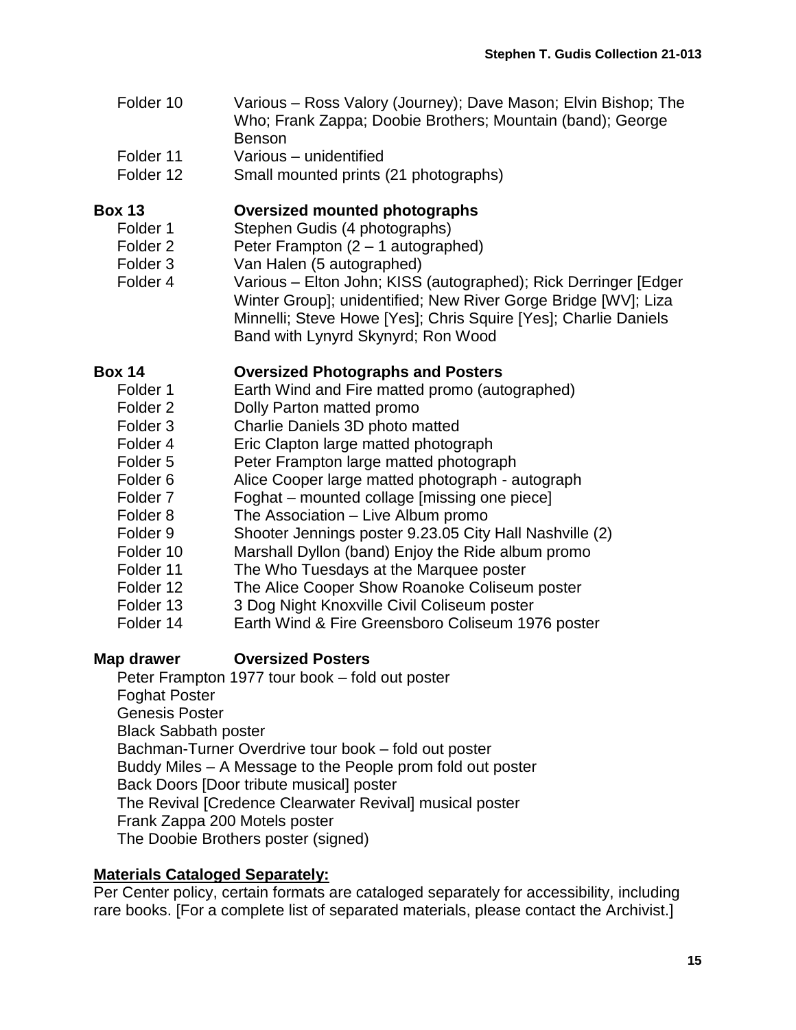Folder 10 Various – Ross Valory (Journey); Dave Mason; Elvin Bishop; The Who; Frank Zappa; Doobie Brothers; Mountain (band); George Benson

Folder 11 Various – unidentified

Folder 12 Small mounted prints (21 photographs)

**Box 13 Oversized mounted photographs**

Folder 1 Stephen Gudis (4 photographs)

Folder 2 Peter Frampton (2 – 1 autographed)

Folder 3 Van Halen (5 autographed)

Folder 4 Various – Elton John; KISS (autographed); Rick Derringer [Edger Winter Group]; unidentified; New River Gorge Bridge [WV]; Liza Minnelli; Steve Howe [Yes]; Chris Squire [Yes]; Charlie Daniels Band with Lynyrd Skynyrd; Ron Wood

**Box 14 Oversized Photographs and Posters**

Folder 1 Earth Wind and Fire matted promo (autographed)

Folder 2 Dolly Parton matted promo

Folder 3 Charlie Daniels 3D photo matted

Folder 4 Eric Clapton large matted photograph

Folder 5 Peter Frampton large matted photograph

Folder 6 Alice Cooper large matted photograph - autograph

Folder 7 Foghat – mounted collage [missing one piece]

Folder 8 The Association – Live Album promo

Folder 9 Shooter Jennings poster 9.23.05 City Hall Nashville (2)

Folder 10 Marshall Dyllon (band) Enjoy the Ride album promo

Folder 11 The Who Tuesdays at the Marquee poster

Folder 12 The Alice Cooper Show Roanoke Coliseum poster

Folder 13 3 Dog Night Knoxville Civil Coliseum poster

Folder 14 Earth Wind & Fire Greensboro Coliseum 1976 poster

**Map drawer Oversized Posters**

Peter Frampton 1977 tour book – fold out poster
Foghat Poster
Genesis Poster
Black Sabbath poster
Bachman-Turner Overdrive tour book – fold out poster
Buddy Miles – A Message to the People prom fold out poster
Back Doors [Door tribute musical] poster
The Revival [Credence Clearwater Revival] musical poster
Frank Zappa 200 Motels poster
The Doobie Brothers poster (signed)

**Materials Cataloged Separately:**

Per Center policy, certain formats are cataloged separately for accessibility, including rare books. [For a complete list of separated materials, please contact the Archivist.]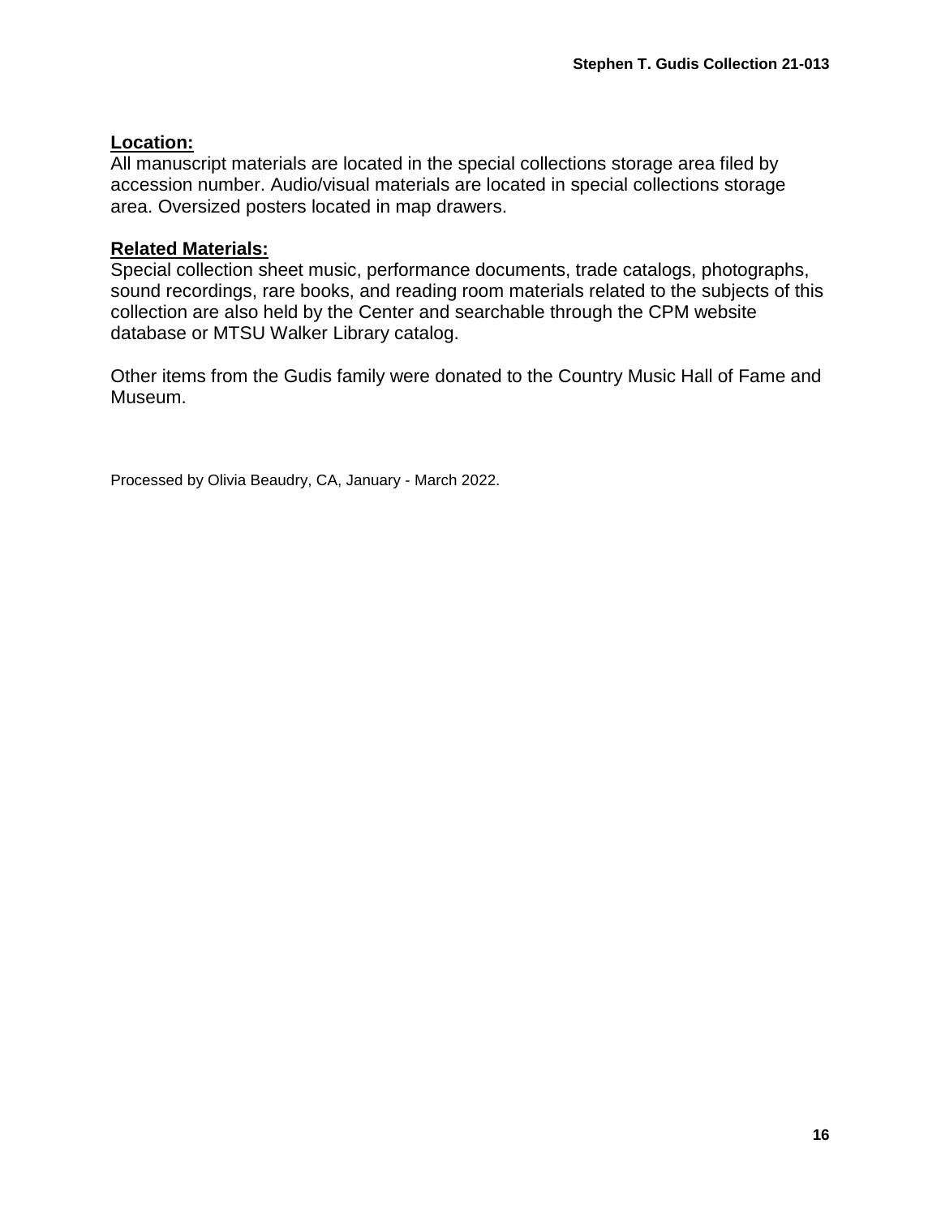**Location:**

All manuscript materials are located in the special collections storage area filed by accession number. Audio/visual materials are located in special collections storage area. Oversized posters located in map drawers.

**Related Materials:**

Special collection sheet music, performance documents, trade catalogs, photographs, sound recordings, rare books, and reading room materials related to the subjects of this collection are also held by the Center and searchable through the CPM website database or MTSU Walker Library catalog.

Other items from the Gudis family were donated to the Country Music Hall of Fame and Museum.

Processed by Olivia Beaudry, CA, January - March 2022.